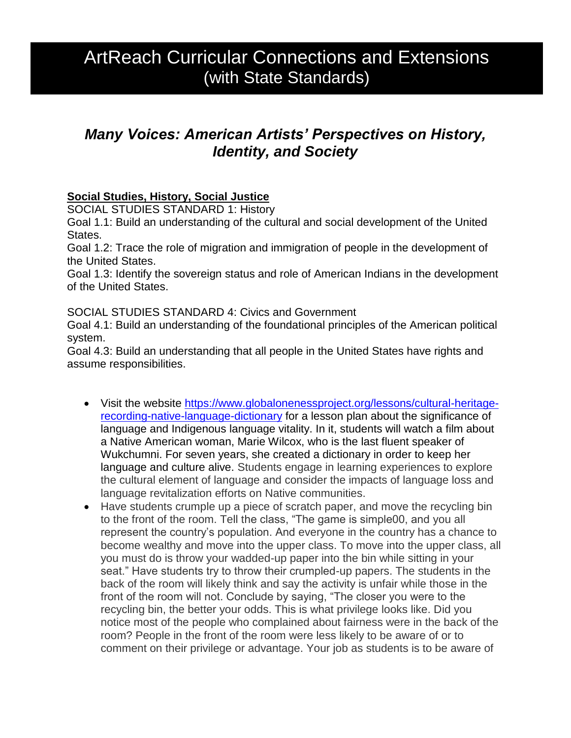# ArtReach Curricular Connections and Extensions (with State Standards)

## *Many Voices: American Artists' Perspectives on History, Identity, and Society*

**Social Studies, History, Social Justice**

SOCIAL STUDIES STANDARD 1: History

Goal 1.1: Build an understanding of the cultural and social development of the United States.

Goal 1.2: Trace the role of migration and immigration of people in the development of the United States.

Goal 1.3: Identify the sovereign status and role of American Indians in the development of the United States.

SOCIAL STUDIES STANDARD 4: Civics and Government

Goal 4.1: Build an understanding of the foundational principles of the American political system.

Goal 4.3: Build an understanding that all people in the United States have rights and assume responsibilities.

- Visit the website [https://www.globalonenessproject.org/lessons/cultural-heritage-recording-native-language-dictionary](https://www.globalonenessproject.org/lessons/cultural-heritage-recording-native-language-dictionary) for a lesson plan about the significance of language and Indigenous language vitality. In it, students will watch a film about a Native American woman, Marie Wilcox, who is the last fluent speaker of Wukchumni. For seven years, she created a dictionary in order to keep her language and culture alive. Students engage in learning experiences to explore the cultural element of language and consider the impacts of language loss and language revitalization efforts on Native communities.
- Have students crumple up a piece of scratch paper, and move the recycling bin to the front of the room. Tell the class, "The game is simple00, and you all represent the country's population. And everyone in the country has a chance to become wealthy and move into the upper class. To move into the upper class, all you must do is throw your wadded-up paper into the bin while sitting in your seat." Have students try to throw their crumpled-up papers. The students in the back of the room will likely think and say the activity is unfair while those in the front of the room will not. Conclude by saying, "The closer you were to the recycling bin, the better your odds. This is what privilege looks like. Did you notice most of the people who complained about fairness were in the back of the room? People in the front of the room were less likely to be aware of or to comment on their privilege or advantage. Your job as students is to be aware of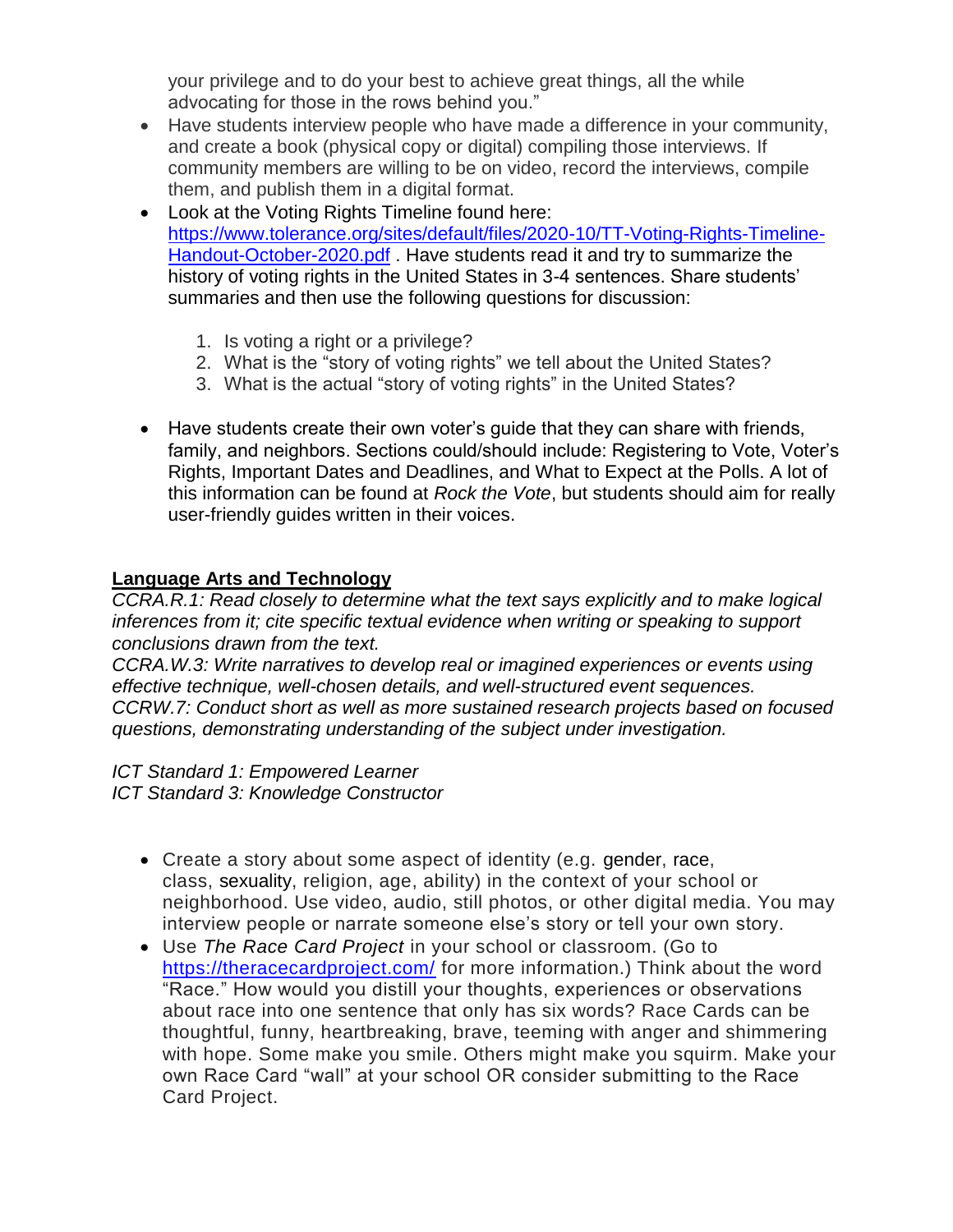your privilege and to do your best to achieve great things, all the while advocating for those in the rows behind you."

- Have students interview people who have made a difference in your community, and create a book (physical copy or digital) compiling those interviews. If community members are willing to be on video, record the interviews, compile them, and publish them in a digital format.
- Look at the Voting Rights Timeline found here: [https://www.tolerance.org/sites/default/files/2020-10/TT-Voting-Rights-Timeline-Handout-October-2020.pdf](https://www.tolerance.org/sites/default/files/2020-10/TT-Voting-Rights-Timeline-Handout-October-2020.pdf) . Have students read it and try to summarize the history of voting rights in the United States in 3-4 sentences. Share students' summaries and then use the following questions for discussion:

    1. Is voting a right or a privilege?
    2. What is the "story of voting rights" we tell about the United States?
    3. What is the actual "story of voting rights" in the United States?

- Have students create their own voter's guide that they can share with friends, family, and neighbors. Sections could/should include: Registering to Vote, Voter's Rights, Important Dates and Deadlines, and What to Expect at the Polls. A lot of this information can be found at *Rock the Vote*, but students should aim for really user-friendly guides written in their voices.

## Language Arts and Technology

*CCRA.R.1: Read closely to determine what the text says explicitly and to make logical inferences from it; cite specific textual evidence when writing or speaking to support conclusions drawn from the text.*
*CCRA.W.3: Write narratives to develop real or imagined experiences or events using effective technique, well-chosen details, and well-structured event sequences.*
*CCRW.7: Conduct short as well as more sustained research projects based on focused questions, demonstrating understanding of the subject under investigation.*

*ICT Standard 1: Empowered Learner*
*ICT Standard 3: Knowledge Constructor*

- Create a story about some aspect of identity (e.g. gender, race, class, sexuality, religion, age, ability) in the context of your school or neighborhood. Use video, audio, still photos, or other digital media. You may interview people or narrate someone else's story or tell your own story.
- Use *The Race Card Project* in your school or classroom. (Go to [https://theracecardproject.com/](https://theracecardproject.com/) for more information.) Think about the word "Race." How would you distill your thoughts, experiences or observations about race into one sentence that only has six words? Race Cards can be thoughtful, funny, heartbreaking, brave, teeming with anger and shimmering with hope. Some make you smile. Others might make you squirm. Make your own Race Card "wall" at your school OR consider submitting to the Race Card Project.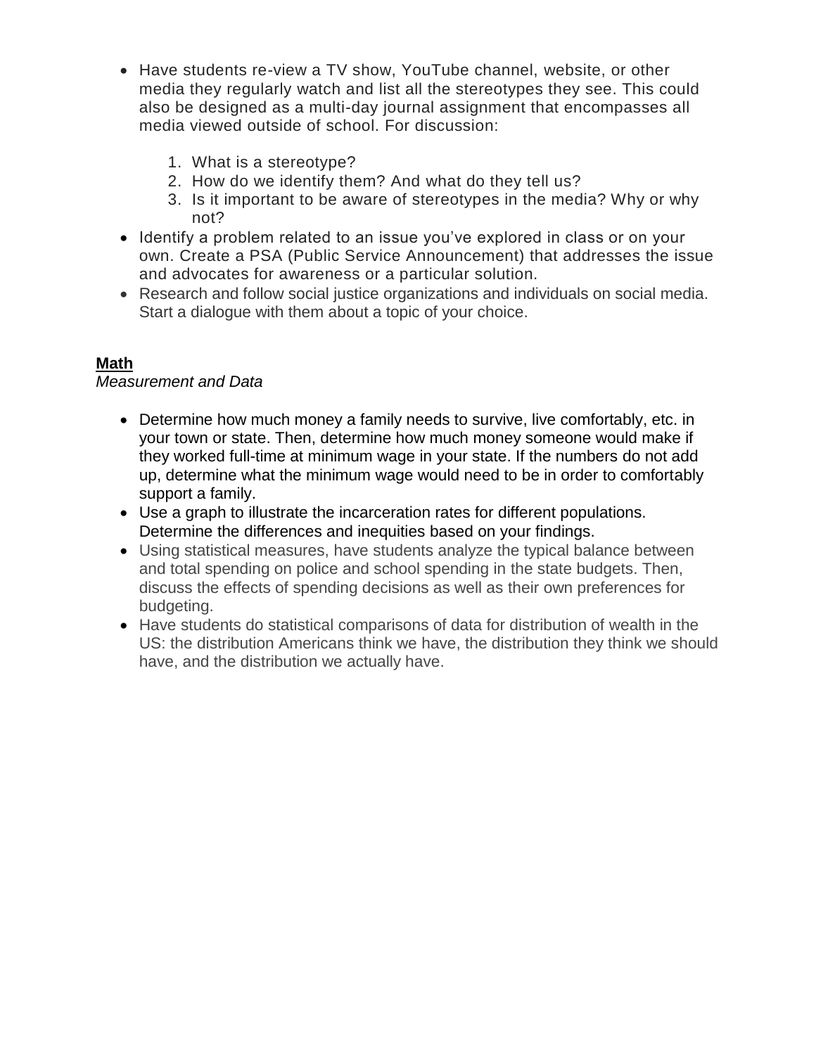- Have students re-view a TV show, YouTube channel, website, or other media they regularly watch and list all the stereotypes they see. This could also be designed as a multi-day journal assignment that encompasses all media viewed outside of school. For discussion:
    1. What is a stereotype?
    2. How do we identify them? And what do they tell us?
    3. Is it important to be aware of stereotypes in the media? Why or why not?
- Identify a problem related to an issue you've explored in class or on your own. Create a PSA (Public Service Announcement) that addresses the issue and advocates for awareness or a particular solution.
- Research and follow social justice organizations and individuals on social media. Start a dialogue with them about a topic of your choice.

**<u>Math</u>**

*Measurement and Data*

- Determine how much money a family needs to survive, live comfortably, etc. in your town or state. Then, determine how much money someone would make if they worked full-time at minimum wage in your state. If the numbers do not add up, determine what the minimum wage would need to be in order to comfortably support a family.
- Use a graph to illustrate the incarceration rates for different populations. Determine the differences and inequities based on your findings.
- Using statistical measures, have students analyze the typical balance between and total spending on police and school spending in the state budgets. Then, discuss the effects of spending decisions as well as their own preferences for budgeting.
- Have students do statistical comparisons of data for distribution of wealth in the US: the distribution Americans think we have, the distribution they think we should have, and the distribution we actually have.